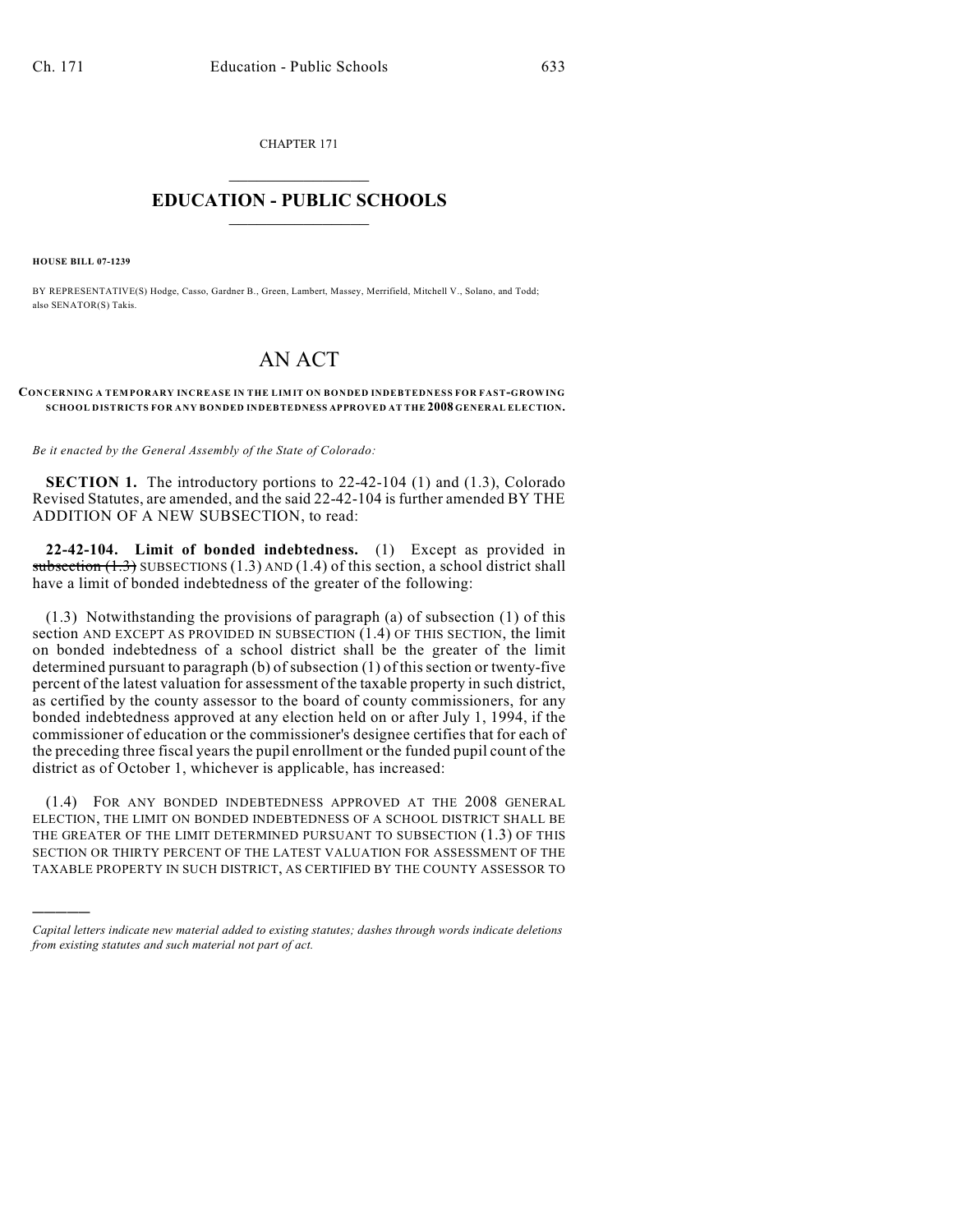CHAPTER 171

# EDUCATION - PUBLIC SCHOOLS

**HOUSE BILL 07-1239**

BY REPRESENTATIVE(S) Hodge, Casso, Gardner B., Green, Lambert, Massey, Merrifield, Mitchell V., Solano, and Todd; also SENATOR(S) Takis.

# AN ACT

**CONCERNING A TEMPORARY INCREASE IN THE LIMIT ON BONDED INDEBTEDNESS FOR FAST-GROWING SCHOOL DISTRICTS FOR ANY BONDED INDEBTEDNESS APPROVED AT THE 2008 GENERAL ELECTION.**

*Be it enacted by the General Assembly of the State of Colorado:*

**SECTION 1.** The introductory portions to 22-42-104 (1) and (1.3), Colorado Revised Statutes, are amended, and the said 22-42-104 is further amended BY THE ADDITION OF A NEW SUBSECTION, to read:

**22-42-104. Limit of bonded indebtedness.** (1) Except as provided in ~~subsection (1.3)~~ SUBSECTIONS (1.3) AND (1.4) of this section, a school district shall have a limit of bonded indebtedness of the greater of the following:

(1.3) Notwithstanding the provisions of paragraph (a) of subsection (1) of this section AND EXCEPT AS PROVIDED IN SUBSECTION (1.4) OF THIS SECTION, the limit on bonded indebtedness of a school district shall be the greater of the limit determined pursuant to paragraph (b) of subsection (1) of this section or twenty-five percent of the latest valuation for assessment of the taxable property in such district, as certified by the county assessor to the board of county commissioners, for any bonded indebtedness approved at any election held on or after July 1, 1994, if the commissioner of education or the commissioner's designee certifies that for each of the preceding three fiscal years the pupil enrollment or the funded pupil count of the district as of October 1, whichever is applicable, has increased:

(1.4) FOR ANY BONDED INDEBTEDNESS APPROVED AT THE 2008 GENERAL ELECTION, THE LIMIT ON BONDED INDEBTEDNESS OF A SCHOOL DISTRICT SHALL BE THE GREATER OF THE LIMIT DETERMINED PURSUANT TO SUBSECTION (1.3) OF THIS SECTION OR THIRTY PERCENT OF THE LATEST VALUATION FOR ASSESSMENT OF THE TAXABLE PROPERTY IN SUCH DISTRICT, AS CERTIFIED BY THE COUNTY ASSESSOR TO

---

*Capital letters indicate new material added to existing statutes; dashes through words indicate deletions from existing statutes and such material not part of act.*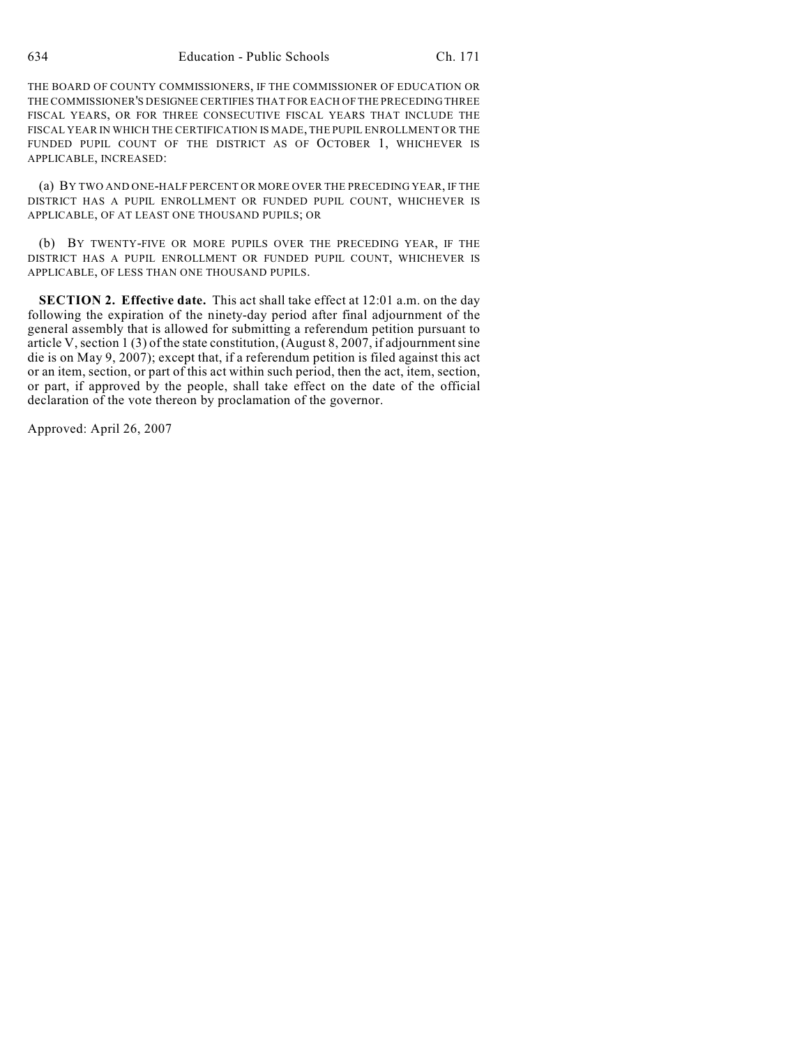THE BOARD OF COUNTY COMMISSIONERS, IF THE COMMISSIONER OF EDUCATION OR THE COMMISSIONER'S DESIGNEE CERTIFIES THAT FOR EACH OF THE PRECEDING THREE FISCAL YEARS, OR FOR THREE CONSECUTIVE FISCAL YEARS THAT INCLUDE THE FISCAL YEAR IN WHICH THE CERTIFICATION IS MADE, THE PUPIL ENROLLMENT OR THE FUNDED PUPIL COUNT OF THE DISTRICT AS OF OCTOBER 1, WHICHEVER IS APPLICABLE, INCREASED:

(a) BY TWO AND ONE-HALF PERCENT OR MORE OVER THE PRECEDING YEAR, IF THE DISTRICT HAS A PUPIL ENROLLMENT OR FUNDED PUPIL COUNT, WHICHEVER IS APPLICABLE, OF AT LEAST ONE THOUSAND PUPILS; OR

(b) BY TWENTY-FIVE OR MORE PUPILS OVER THE PRECEDING YEAR, IF THE DISTRICT HAS A PUPIL ENROLLMENT OR FUNDED PUPIL COUNT, WHICHEVER IS APPLICABLE, OF LESS THAN ONE THOUSAND PUPILS.

**SECTION 2. Effective date.** This act shall take effect at 12:01 a.m. on the day following the expiration of the ninety-day period after final adjournment of the general assembly that is allowed for submitting a referendum petition pursuant to article V, section 1 (3) of the state constitution, (August 8, 2007, if adjournment sine die is on May 9, 2007); except that, if a referendum petition is filed against this act or an item, section, or part of this act within such period, then the act, item, section, or part, if approved by the people, shall take effect on the date of the official declaration of the vote thereon by proclamation of the governor.

Approved: April 26, 2007